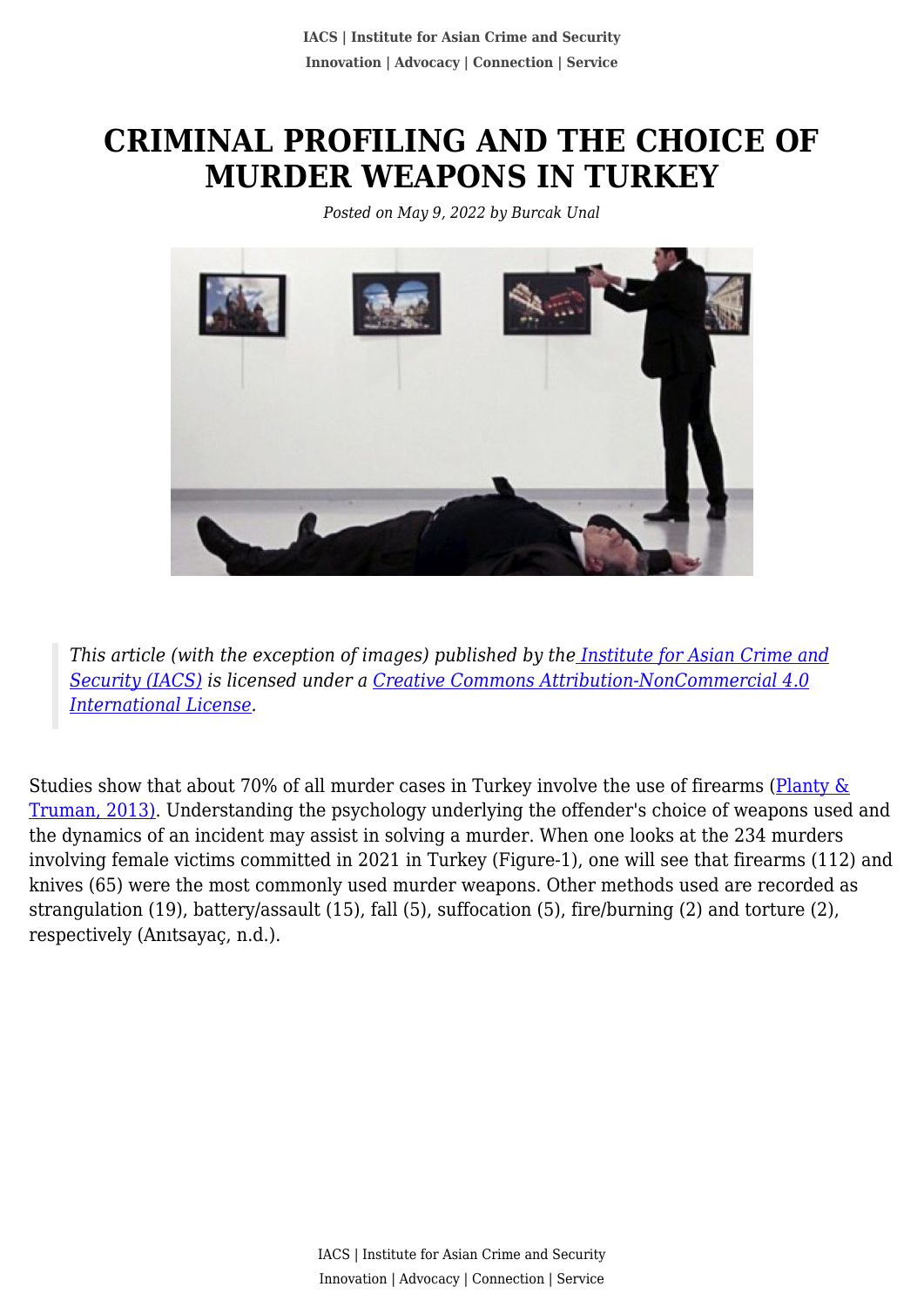# CRIMINAL PROFILING AND THE CHOICE OF MURDER WEAPONS IN TURKEY

*Posted on May 9, 2022 by Burcak Unal*

> *This article (with the exception of images) published by the [Institute for Asian Crime and Security (IACS)] is licensed under a [Creative Commons Attribution-NonCommercial 4.0 International License].*

Studies show that about 70% of all murder cases in Turkey involve the use of firearms (Planty & Truman, 2013). Understanding the psychology underlying the offender's choice of weapons used and the dynamics of an incident may assist in solving a murder. When one looks at the 234 murders involving female victims committed in 2021 in Turkey (Figure-1), one will see that firearms (112) and knives (65) were the most commonly used murder weapons. Other methods used are recorded as strangulation (19), battery/assault (15), fall (5), suffocation (5), fire/burning (2) and torture (2), respectively (Anıtsayaç, n.d.).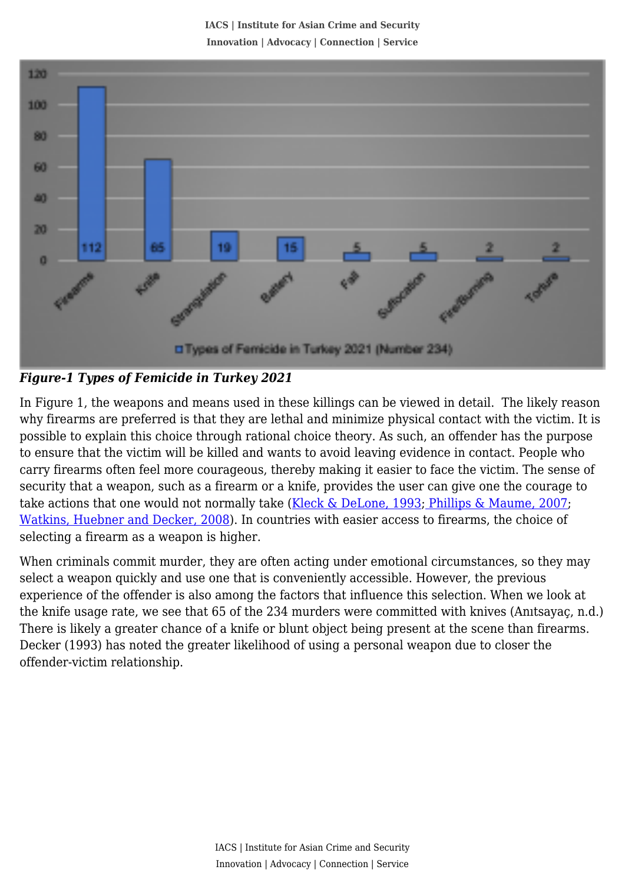*Figure-1 Types of Femicide in Turkey 2021*

In Figure 1, the weapons and means used in these killings can be viewed in detail. The likely reason why firearms are preferred is that they are lethal and minimize physical contact with the victim. It is possible to explain this choice through rational choice theory. As such, an offender has the purpose to ensure that the victim will be killed and wants to avoid leaving evidence in contact. People who carry firearms often feel more courageous, thereby making it easier to face the victim. The sense of security that a weapon, such as a firearm or a knife, provides the user can give one the courage to take actions that one would not normally take (Kleck & DeLone, 1993; Phillips & Maume, 2007; Watkins, Huebner and Decker, 2008). In countries with easier access to firearms, the choice of selecting a firearm as a weapon is higher.

When criminals commit murder, they are often acting under emotional circumstances, so they may select a weapon quickly and use one that is conveniently accessible. However, the previous experience of the offender is also among the factors that influence this selection. When we look at the knife usage rate, we see that 65 of the 234 murders were committed with knives (Anıtsayaç, n.d.) There is likely a greater chance of a knife or blunt object being present at the scene than firearms. Decker (1993) has noted the greater likelihood of using a personal weapon due to closer the offender-victim relationship.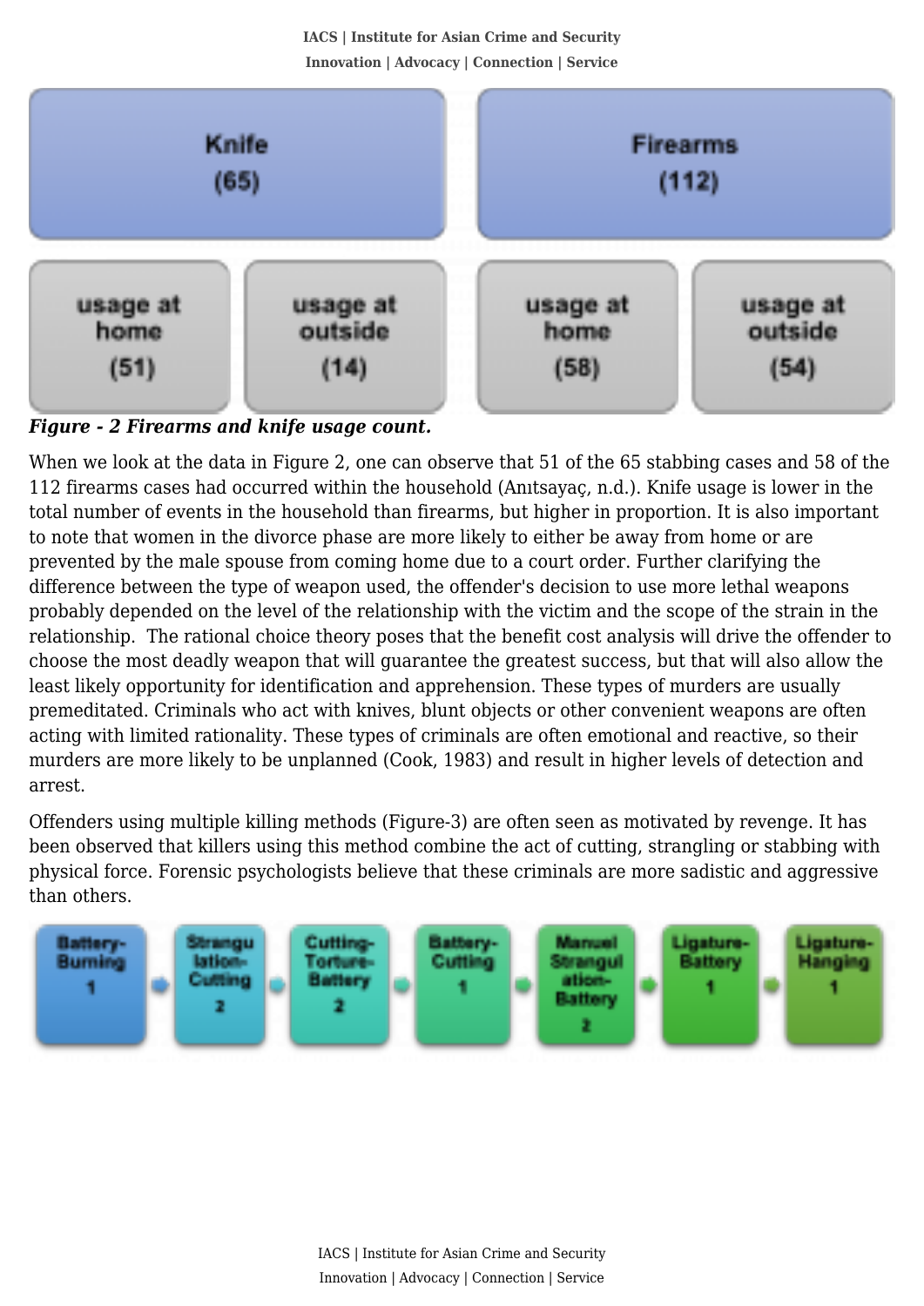| Knife (65) | | Firearms (112) | |
|---|---|---|---|
| usage at home (51) | usage at outside (14) | usage at home (58) | usage at outside (54) |

***Figure - 2 Firearms and knife usage count.***

When we look at the data in Figure 2, one can observe that 51 of the 65 stabbing cases and 58 of the 112 firearms cases had occurred within the household (Anıtsayaç, n.d.). Knife usage is lower in the total number of events in the household than firearms, but higher in proportion. It is also important to note that women in the divorce phase are more likely to either be away from home or are prevented by the male spouse from coming home due to a court order. Further clarifying the difference between the type of weapon used, the offender's decision to use more lethal weapons probably depended on the level of the relationship with the victim and the scope of the strain in the relationship. The rational choice theory poses that the benefit cost analysis will drive the offender to choose the most deadly weapon that will guarantee the greatest success, but that will also allow the least likely opportunity for identification and apprehension. These types of murders are usually premeditated. Criminals who act with knives, blunt objects or other convenient weapons are often acting with limited rationality. These types of criminals are often emotional and reactive, so their murders are more likely to be unplanned (Cook, 1983) and result in higher levels of detection and arrest.

Offenders using multiple killing methods (Figure-3) are often seen as motivated by revenge. It has been observed that killers using this method combine the act of cutting, strangling or stabbing with physical force. Forensic psychologists believe that these criminals are more sadistic and aggressive than others.

Battery-Burning 1 → Strangulation-Cutting 2 → Cutting-Torture-Battery 2 → Battery-Cutting 1 → Manuel Strangulation-Battery 2 → Ligature-Battery 1 → Ligature-Hanging 1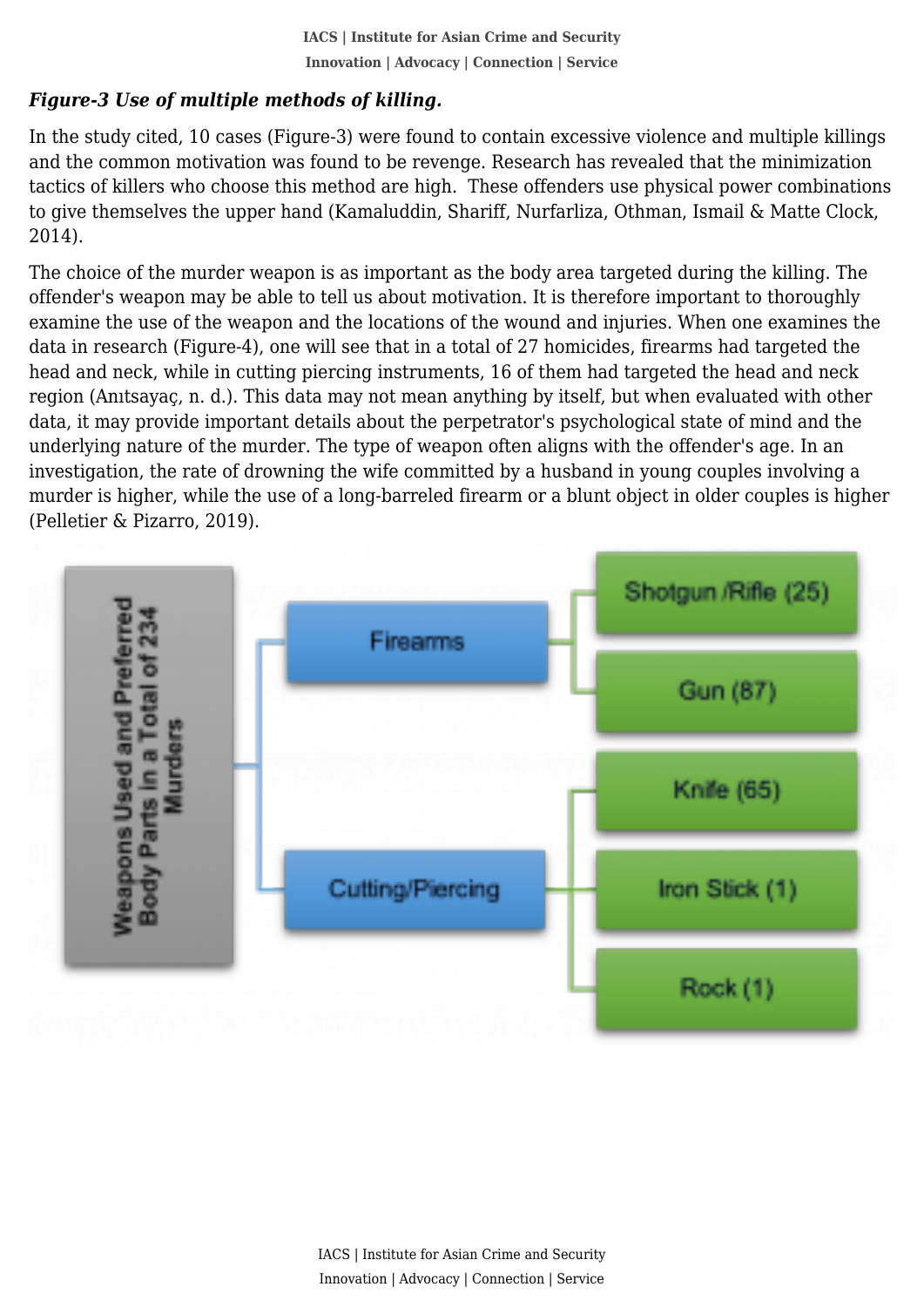***Figure-3 Use of multiple methods of killing.***

In the study cited, 10 cases (Figure-3) were found to contain excessive violence and multiple killings and the common motivation was found to be revenge. Research has revealed that the minimization tactics of killers who choose this method are high. These offenders use physical power combinations to give themselves the upper hand (Kamaluddin, Shariff, Nurfarliza, Othman, Ismail & Matte Clock, 2014).

The choice of the murder weapon is as important as the body area targeted during the killing. The offender's weapon may be able to tell us about motivation. It is therefore important to thoroughly examine the use of the weapon and the locations of the wound and injuries. When one examines the data in research (Figure-4), one will see that in a total of 27 homicides, firearms had targeted the head and neck, while in cutting piercing instruments, 16 of them had targeted the head and neck region (Anıtsayaç, n. d.). This data may not mean anything by itself, but when evaluated with other data, it may provide important details about the perpetrator's psychological state of mind and the underlying nature of the murder. The type of weapon often aligns with the offender's age. In an investigation, the rate of drowning the wife committed by a husband in young couples involving a murder is higher, while the use of a long-barreled firearm or a blunt object in older couples is higher (Pelletier & Pizarro, 2019).

Weapons Used and Preferred Body Parts in a Total of 234 Murders

- Firearms
  - Shotgun /Rifle (25)
  - Gun (87)
- Cutting/Piercing
  - Knife (65)
  - Iron Stick (1)
  - Rock (1)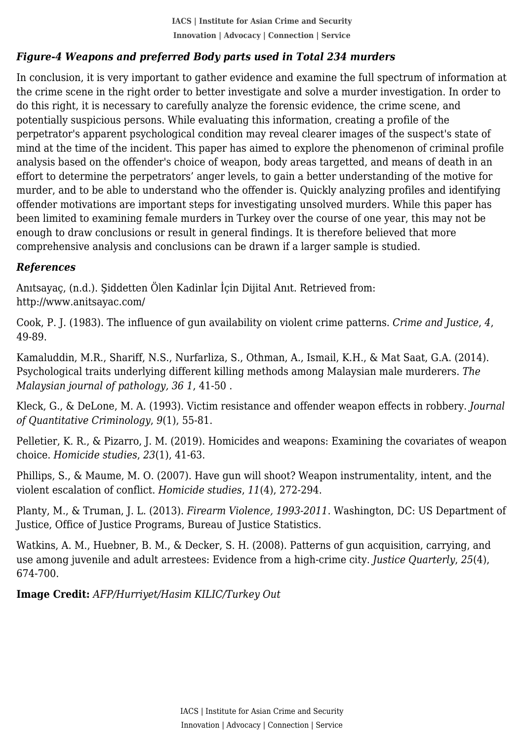***Figure-4 Weapons and preferred Body parts used in Total 234 murders***

In conclusion, it is very important to gather evidence and examine the full spectrum of information at the crime scene in the right order to better investigate and solve a murder investigation. In order to do this right, it is necessary to carefully analyze the forensic evidence, the crime scene, and potentially suspicious persons. While evaluating this information, creating a profile of the perpetrator's apparent psychological condition may reveal clearer images of the suspect's state of mind at the time of the incident. This paper has aimed to explore the phenomenon of criminal profile analysis based on the offender's choice of weapon, body areas targetted, and means of death in an effort to determine the perpetrators' anger levels, to gain a better understanding of the motive for murder, and to be able to understand who the offender is. Quickly analyzing profiles and identifying offender motivations are important steps for investigating unsolved murders. While this paper has been limited to examining female murders in Turkey over the course of one year, this may not be enough to draw conclusions or result in general findings. It is therefore believed that more comprehensive analysis and conclusions can be drawn if a larger sample is studied.

## *References*

Anıtsayaç, (n.d.). Şiddetten Ölen Kadinlar İçin Dijital Anıt. Retrieved from: http://www.anitsayac.com/

Cook, P. J. (1983). The influence of gun availability on violent crime patterns. *Crime and Justice*, *4*, 49-89.

Kamaluddin, M.R., Shariff, N.S., Nurfarliza, S., Othman, A., Ismail, K.H., & Mat Saat, G.A. (2014). Psychological traits underlying different killing methods among Malaysian male murderers. *The Malaysian journal of pathology, 36 1*, 41-50 .

Kleck, G., & DeLone, M. A. (1993). Victim resistance and offender weapon effects in robbery. *Journal of Quantitative Criminology*, *9*(1), 55-81.

Pelletier, K. R., & Pizarro, J. M. (2019). Homicides and weapons: Examining the covariates of weapon choice. *Homicide studies*, *23*(1), 41-63.

Phillips, S., & Maume, M. O. (2007). Have gun will shoot? Weapon instrumentality, intent, and the violent escalation of conflict. *Homicide studies*, *11*(4), 272-294.

Planty, M., & Truman, J. L. (2013). *Firearm Violence, 1993-2011*. Washington, DC: US Department of Justice, Office of Justice Programs, Bureau of Justice Statistics.

Watkins, A. M., Huebner, B. M., & Decker, S. H. (2008). Patterns of gun acquisition, carrying, and use among juvenile and adult arrestees: Evidence from a high-crime city. *Justice Quarterly*, *25*(4), 674-700.

**Image Credit:** *AFP/Hurriyet/Hasim KILIC/Turkey Out*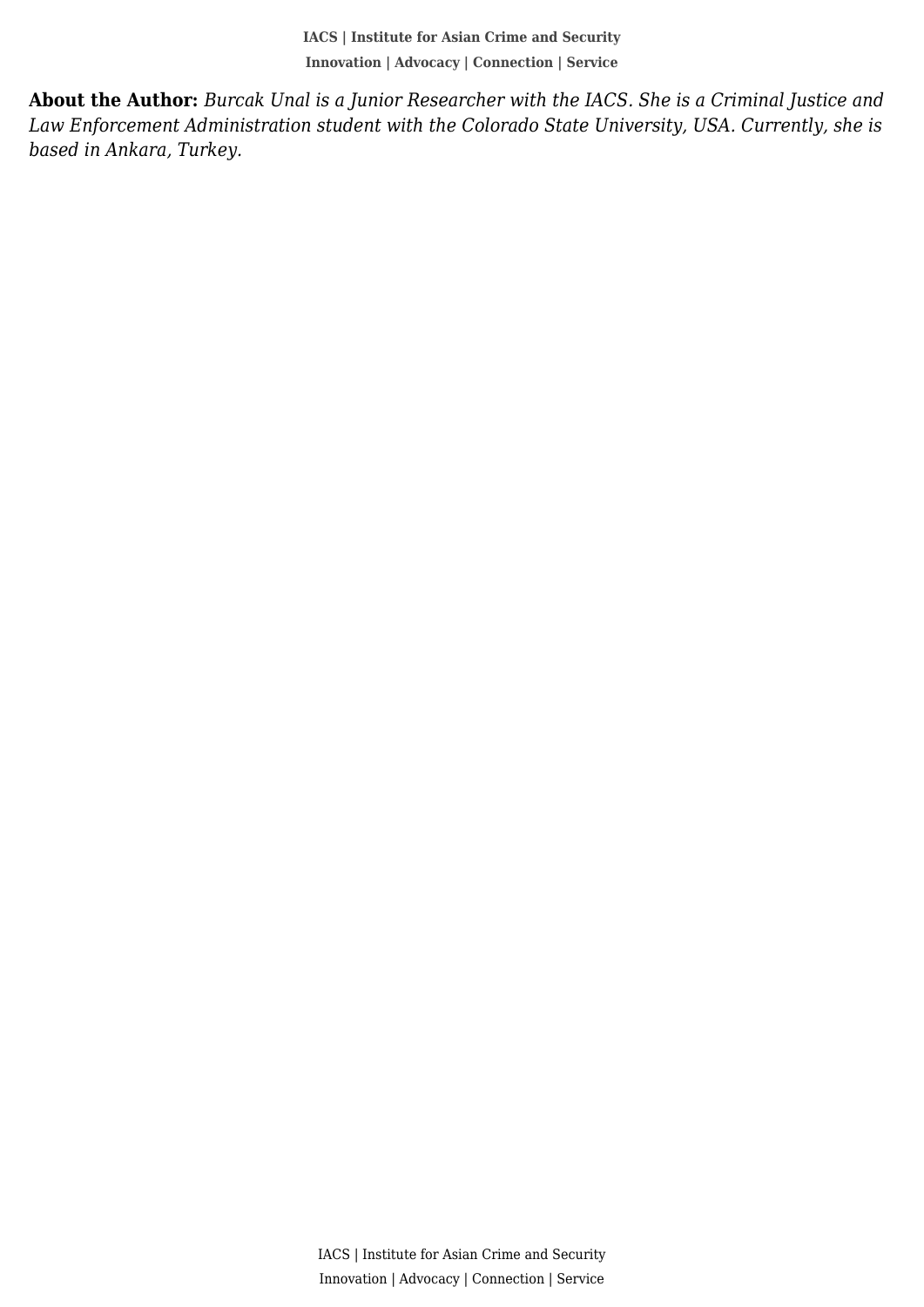**About the Author:** *Burcak Unal is a Junior Researcher with the IACS. She is a Criminal Justice and Law Enforcement Administration student with the Colorado State University, USA. Currently, she is based in Ankara, Turkey.*